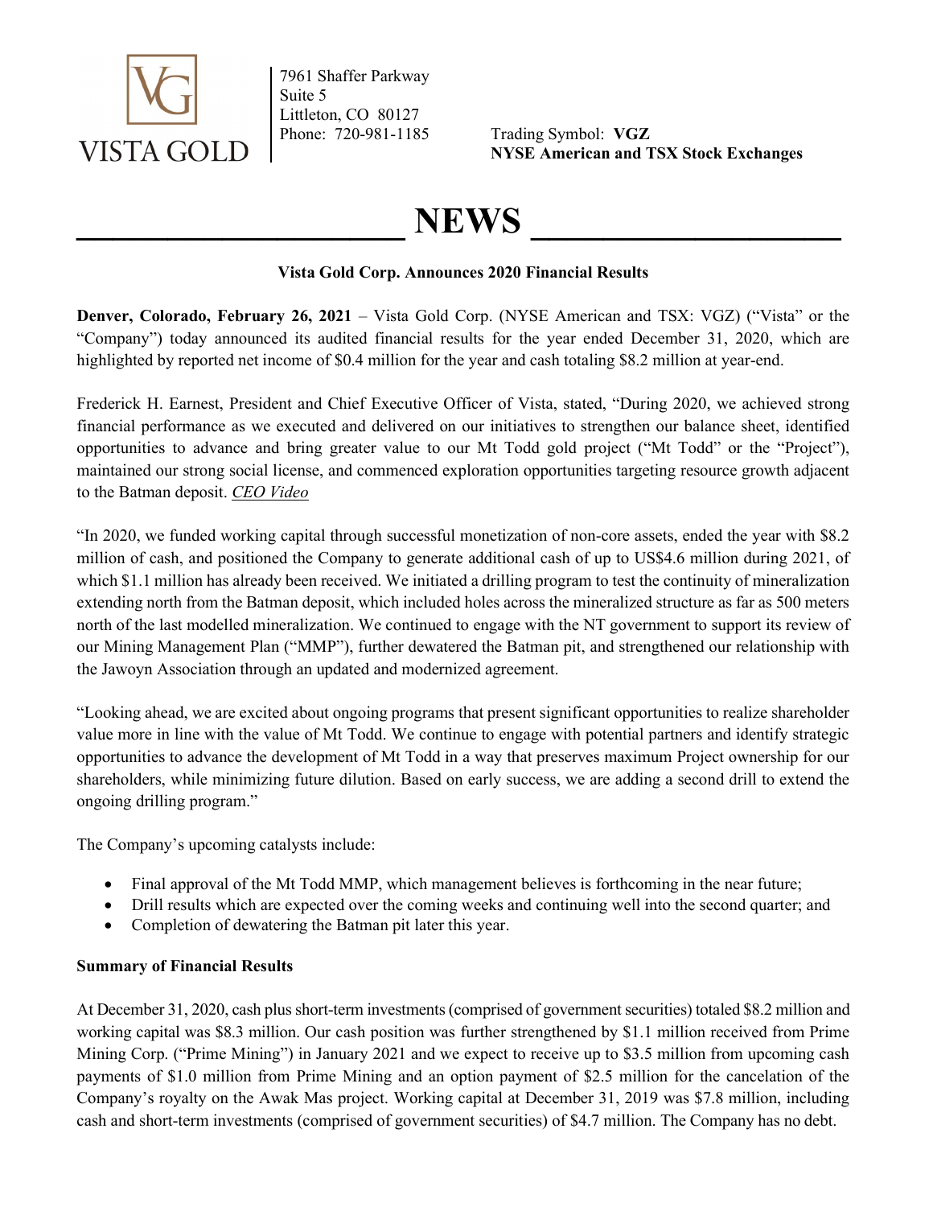VISTA GOLD

7961 Shaffer Parkway
Suite 5
Littleton, CO 80127
Phone: 720-981-1185

Trading Symbol: **VGZ**
**NYSE American and TSX Stock Exchanges**

# NEWS

**Vista Gold Corp. Announces 2020 Financial Results**

**Denver, Colorado, February 26, 2021** – Vista Gold Corp. (NYSE American and TSX: VGZ) ("Vista" or the "Company") today announced its audited financial results for the year ended December 31, 2020, which are highlighted by reported net income of $0.4 million for the year and cash totaling $8.2 million at year-end.

Frederick H. Earnest, President and Chief Executive Officer of Vista, stated, "During 2020, we achieved strong financial performance as we executed and delivered on our initiatives to strengthen our balance sheet, identified opportunities to advance and bring greater value to our Mt Todd gold project ("Mt Todd" or the "Project"), maintained our strong social license, and commenced exploration opportunities targeting resource growth adjacent to the Batman deposit. *CEO Video*

"In 2020, we funded working capital through successful monetization of non-core assets, ended the year with $8.2 million of cash, and positioned the Company to generate additional cash of up to US$4.6 million during 2021, of which $1.1 million has already been received. We initiated a drilling program to test the continuity of mineralization extending north from the Batman deposit, which included holes across the mineralized structure as far as 500 meters north of the last modelled mineralization. We continued to engage with the NT government to support its review of our Mining Management Plan ("MMP"), further dewatered the Batman pit, and strengthened our relationship with the Jawoyn Association through an updated and modernized agreement.

"Looking ahead, we are excited about ongoing programs that present significant opportunities to realize shareholder value more in line with the value of Mt Todd. We continue to engage with potential partners and identify strategic opportunities to advance the development of Mt Todd in a way that preserves maximum Project ownership for our shareholders, while minimizing future dilution. Based on early success, we are adding a second drill to extend the ongoing drilling program."

The Company's upcoming catalysts include:

- Final approval of the Mt Todd MMP, which management believes is forthcoming in the near future;
- Drill results which are expected over the coming weeks and continuing well into the second quarter; and
- Completion of dewatering the Batman pit later this year.

**Summary of Financial Results**

At December 31, 2020, cash plus short-term investments (comprised of government securities) totaled $8.2 million and working capital was $8.3 million. Our cash position was further strengthened by $1.1 million received from Prime Mining Corp. ("Prime Mining") in January 2021 and we expect to receive up to $3.5 million from upcoming cash payments of $1.0 million from Prime Mining and an option payment of $2.5 million for the cancelation of the Company's royalty on the Awak Mas project. Working capital at December 31, 2019 was $7.8 million, including cash and short-term investments (comprised of government securities) of $4.7 million. The Company has no debt.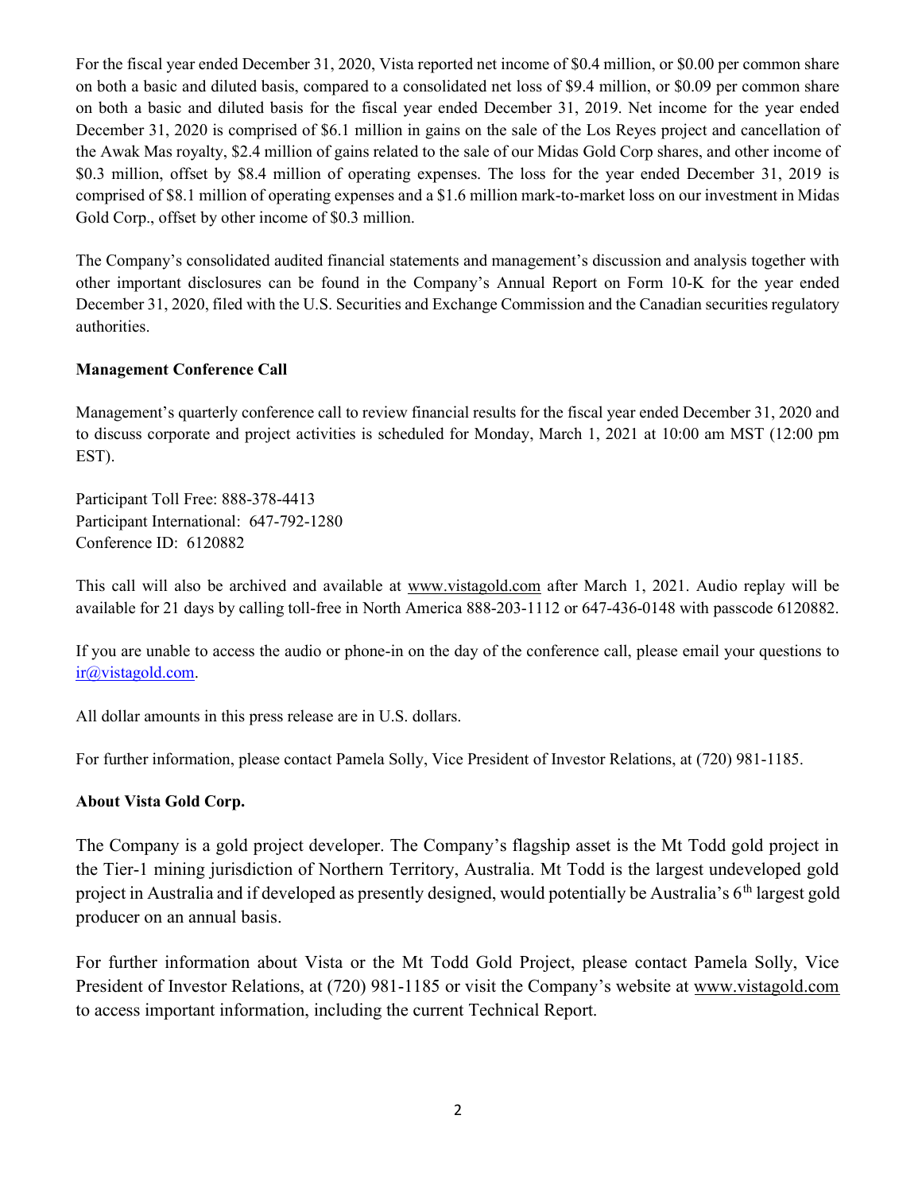For the fiscal year ended December 31, 2020, Vista reported net income of $0.4 million, or $0.00 per common share on both a basic and diluted basis, compared to a consolidated net loss of $9.4 million, or $0.09 per common share on both a basic and diluted basis for the fiscal year ended December 31, 2019. Net income for the year ended December 31, 2020 is comprised of $6.1 million in gains on the sale of the Los Reyes project and cancellation of the Awak Mas royalty, $2.4 million of gains related to the sale of our Midas Gold Corp shares, and other income of $0.3 million, offset by $8.4 million of operating expenses. The loss for the year ended December 31, 2019 is comprised of $8.1 million of operating expenses and a $1.6 million mark-to-market loss on our investment in Midas Gold Corp., offset by other income of $0.3 million.

The Company's consolidated audited financial statements and management's discussion and analysis together with other important disclosures can be found in the Company's Annual Report on Form 10-K for the year ended December 31, 2020, filed with the U.S. Securities and Exchange Commission and the Canadian securities regulatory authorities.

**Management Conference Call**

Management's quarterly conference call to review financial results for the fiscal year ended December 31, 2020 and to discuss corporate and project activities is scheduled for Monday, March 1, 2021 at 10:00 am MST (12:00 pm EST).

Participant Toll Free: 888-378-4413
Participant International: 647-792-1280
Conference ID: 6120882

This call will also be archived and available at www.vistagold.com after March 1, 2021. Audio replay will be available for 21 days by calling toll-free in North America 888-203-1112 or 647-436-0148 with passcode 6120882.

If you are unable to access the audio or phone-in on the day of the conference call, please email your questions to ir@vistagold.com.

All dollar amounts in this press release are in U.S. dollars.

For further information, please contact Pamela Solly, Vice President of Investor Relations, at (720) 981-1185.

**About Vista Gold Corp.**

The Company is a gold project developer. The Company's flagship asset is the Mt Todd gold project in the Tier-1 mining jurisdiction of Northern Territory, Australia. Mt Todd is the largest undeveloped gold project in Australia and if developed as presently designed, would potentially be Australia's 6th largest gold producer on an annual basis.

For further information about Vista or the Mt Todd Gold Project, please contact Pamela Solly, Vice President of Investor Relations, at (720) 981-1185 or visit the Company's website at www.vistagold.com to access important information, including the current Technical Report.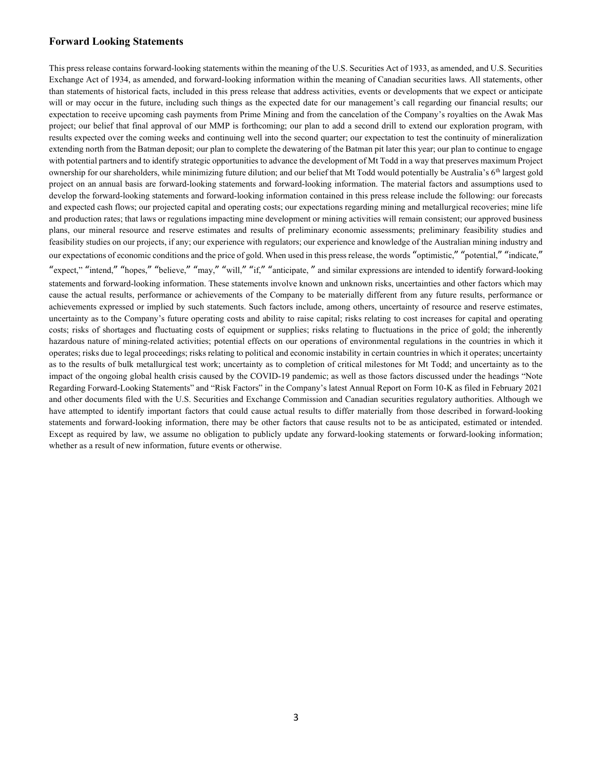## Forward Looking Statements

This press release contains forward-looking statements within the meaning of the U.S. Securities Act of 1933, as amended, and U.S. Securities Exchange Act of 1934, as amended, and forward-looking information within the meaning of Canadian securities laws. All statements, other than statements of historical facts, included in this press release that address activities, events or developments that we expect or anticipate will or may occur in the future, including such things as the expected date for our management's call regarding our financial results; our expectation to receive upcoming cash payments from Prime Mining and from the cancelation of the Company's royalties on the Awak Mas project; our belief that final approval of our MMP is forthcoming; our plan to add a second drill to extend our exploration program, with results expected over the coming weeks and continuing well into the second quarter; our expectation to test the continuity of mineralization extending north from the Batman deposit; our plan to complete the dewatering of the Batman pit later this year; our plan to continue to engage with potential partners and to identify strategic opportunities to advance the development of Mt Todd in a way that preserves maximum Project ownership for our shareholders, while minimizing future dilution; and our belief that Mt Todd would potentially be Australia's 6th largest gold project on an annual basis are forward-looking statements and forward-looking information. The material factors and assumptions used to develop the forward-looking statements and forward-looking information contained in this press release include the following: our forecasts and expected cash flows; our projected capital and operating costs; our expectations regarding mining and metallurgical recoveries; mine life and production rates; that laws or regulations impacting mine development or mining activities will remain consistent; our approved business plans, our mineral resource and reserve estimates and results of preliminary economic assessments; preliminary feasibility studies and feasibility studies on our projects, if any; our experience with regulators; our experience and knowledge of the Australian mining industry and our expectations of economic conditions and the price of gold. When used in this press release, the words "optimistic," "potential," "indicate," "expect," "intend," "hopes," "believe," "may," "will," "if," "anticipate," and similar expressions are intended to identify forward-looking statements and forward-looking information. These statements involve known and unknown risks, uncertainties and other factors which may cause the actual results, performance or achievements of the Company to be materially different from any future results, performance or achievements expressed or implied by such statements. Such factors include, among others, uncertainty of resource and reserve estimates, uncertainty as to the Company's future operating costs and ability to raise capital; risks relating to cost increases for capital and operating costs; risks of shortages and fluctuating costs of equipment or supplies; risks relating to fluctuations in the price of gold; the inherently hazardous nature of mining-related activities; potential effects on our operations of environmental regulations in the countries in which it operates; risks due to legal proceedings; risks relating to political and economic instability in certain countries in which it operates; uncertainty as to the results of bulk metallurgical test work; uncertainty as to completion of critical milestones for Mt Todd; and uncertainty as to the impact of the ongoing global health crisis caused by the COVID-19 pandemic; as well as those factors discussed under the headings "Note Regarding Forward-Looking Statements" and "Risk Factors" in the Company's latest Annual Report on Form 10-K as filed in February 2021 and other documents filed with the U.S. Securities and Exchange Commission and Canadian securities regulatory authorities. Although we have attempted to identify important factors that could cause actual results to differ materially from those described in forward-looking statements and forward-looking information, there may be other factors that cause results not to be as anticipated, estimated or intended. Except as required by law, we assume no obligation to publicly update any forward-looking statements or forward-looking information; whether as a result of new information, future events or otherwise.